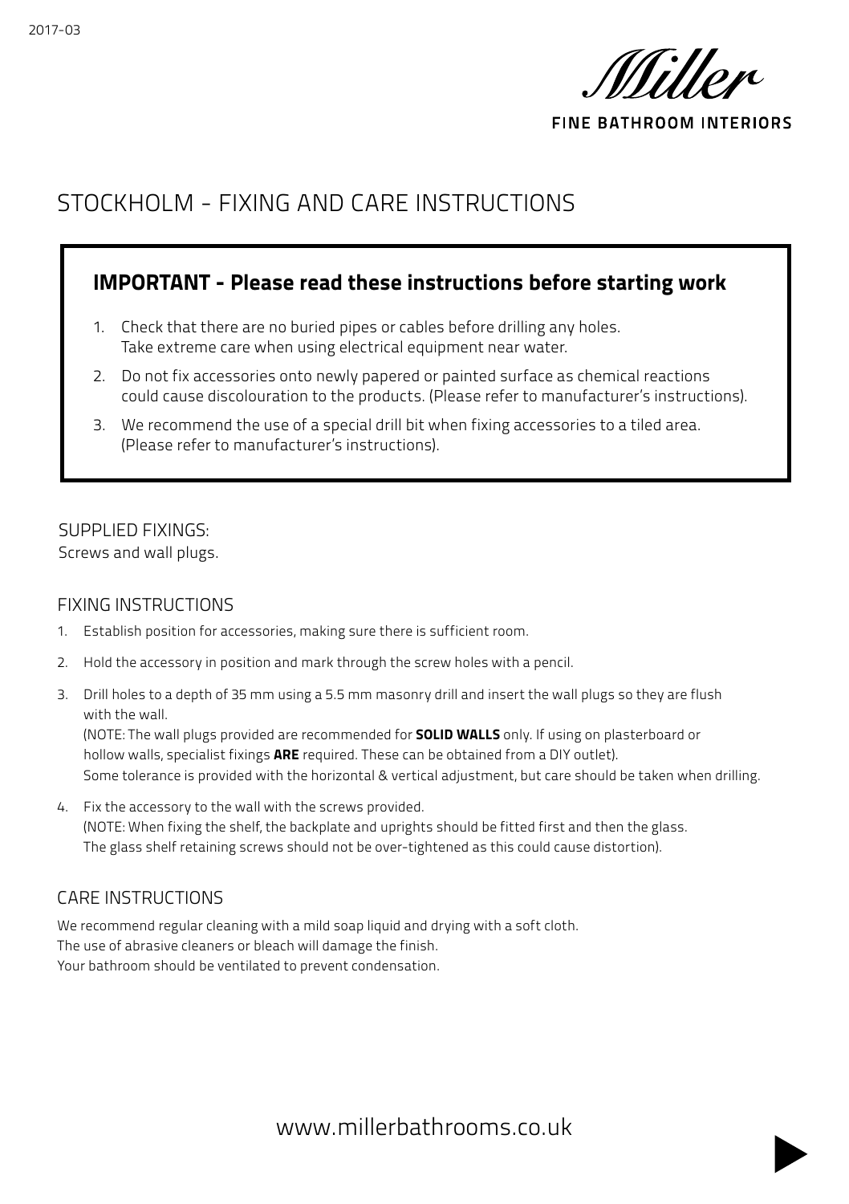2017-03

Miller

FINE BATHROOM INTERIORS

# STOCKHOLM - FIXING AND CARE INSTRUCTIONS

## IMPORTANT - Please read these instructions before starting work

1. Check that there are no buried pipes or cables before drilling any holes. Take extreme care when using electrical equipment near water.
2. Do not fix accessories onto newly papered or painted surface as chemical reactions could cause discolouration to the products. (Please refer to manufacturer's instructions).
3. We recommend the use of a special drill bit when fixing accessories to a tiled area. (Please refer to manufacturer's instructions).

## SUPPLIED FIXINGS:

Screws and wall plugs.

## FIXING INSTRUCTIONS

1. Establish position for accessories, making sure there is sufficient room.
2. Hold the accessory in position and mark through the screw holes with a pencil.
3. Drill holes to a depth of 35 mm using a 5.5 mm masonry drill and insert the wall plugs so they are flush with the wall.
   (NOTE: The wall plugs provided are recommended for **SOLID WALLS** only. If using on plasterboard or hollow walls, specialist fixings **ARE** required. These can be obtained from a DIY outlet).
   Some tolerance is provided with the horizontal & vertical adjustment, but care should be taken when drilling.
4. Fix the accessory to the wall with the screws provided.
   (NOTE: When fixing the shelf, the backplate and uprights should be fitted first and then the glass. The glass shelf retaining screws should not be over-tightened as this could cause distortion).

## CARE INSTRUCTIONS

We recommend regular cleaning with a mild soap liquid and drying with a soft cloth.
The use of abrasive cleaners or bleach will damage the finish.
Your bathroom should be ventilated to prevent condensation.

www.millerbathrooms.co.uk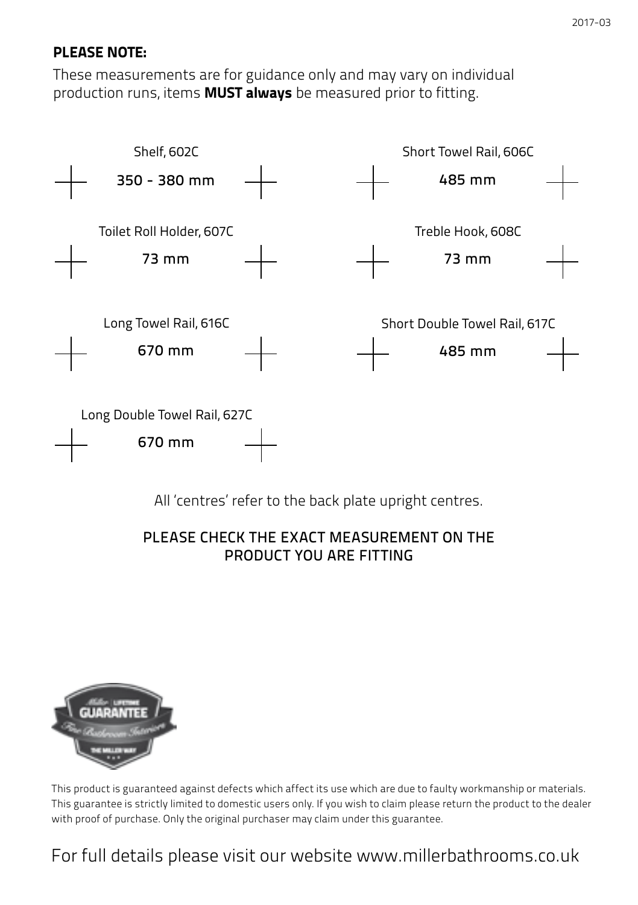**PLEASE NOTE:**

These measurements are for guidance only and may vary on individual production runs, items **MUST always** be measured prior to fitting.

Shelf, 602C
350 - 380 mm

Short Towel Rail, 606C
485 mm

Toilet Roll Holder, 607C
73 mm

Treble Hook, 608C
73 mm

Long Towel Rail, 616C
670 mm

Short Double Towel Rail, 617C
485 mm

Long Double Towel Rail, 627C
670 mm

All 'centres' refer to the back plate upright centres.

PLEASE CHECK THE EXACT MEASUREMENT ON THE PRODUCT YOU ARE FITTING

This product is guaranteed against defects which affect its use which are due to faulty workmanship or materials. This guarantee is strictly limited to domestic users only. If you wish to claim please return the product to the dealer with proof of purchase. Only the original purchaser may claim under this guarantee.

For full details please visit our website www.millerbathrooms.co.uk